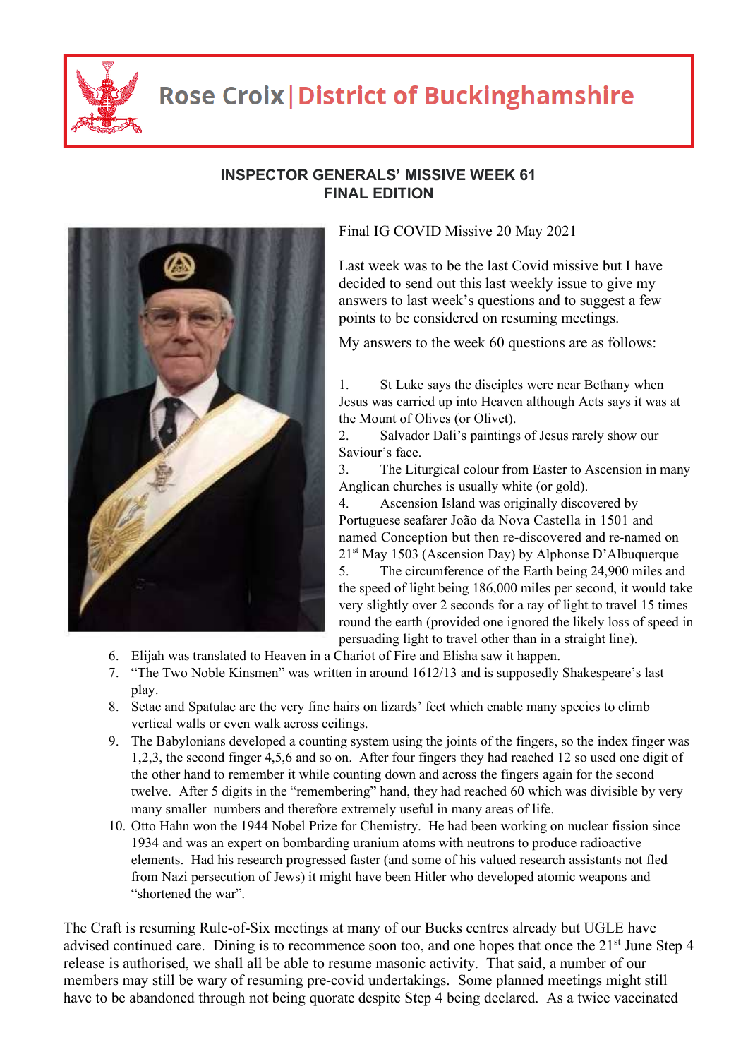# Rose Croix | District of Buckinghamshire

## INSPECTOR GENERALS' MISSIVE WEEK 61
## FINAL EDITION

Final IG COVID Missive 20 May 2021

Last week was to be the last Covid missive but I have decided to send out this last weekly issue to give my answers to last week's questions and to suggest a few points to be considered on resuming meetings.

My answers to the week 60 questions are as follows:

1. St Luke says the disciples were near Bethany when Jesus was carried up into Heaven although Acts says it was at the Mount of Olives (or Olivet).
2. Salvador Dali's paintings of Jesus rarely show our Saviour's face.
3. The Liturgical colour from Easter to Ascension in many Anglican churches is usually white (or gold).
4. Ascension Island was originally discovered by Portuguese seafarer João da Nova Castella in 1501 and named Conception but then re-discovered and re-named on 21st May 1503 (Ascension Day) by Alphonse D'Albuquerque
5. The circumference of the Earth being 24,900 miles and the speed of light being 186,000 miles per second, it would take very slightly over 2 seconds for a ray of light to travel 15 times round the earth (provided one ignored the likely loss of speed in persuading light to travel other than in a straight line).
6. Elijah was translated to Heaven in a Chariot of Fire and Elisha saw it happen.
7. "The Two Noble Kinsmen" was written in around 1612/13 and is supposedly Shakespeare's last play.
8. Setae and Spatulae are the very fine hairs on lizards' feet which enable many species to climb vertical walls or even walk across ceilings.
9. The Babylonians developed a counting system using the joints of the fingers, so the index finger was 1,2,3, the second finger 4,5,6 and so on. After four fingers they had reached 12 so used one digit of the other hand to remember it while counting down and across the fingers again for the second twelve. After 5 digits in the "remembering" hand, they had reached 60 which was divisible by very many smaller numbers and therefore extremely useful in many areas of life.
10. Otto Hahn won the 1944 Nobel Prize for Chemistry. He had been working on nuclear fission since 1934 and was an expert on bombarding uranium atoms with neutrons to produce radioactive elements. Had his research progressed faster (and some of his valued research assistants not fled from Nazi persecution of Jews) it might have been Hitler who developed atomic weapons and "shortened the war".

The Craft is resuming Rule-of-Six meetings at many of our Bucks centres already but UGLE have advised continued care. Dining is to recommence soon too, and one hopes that once the 21st June Step 4 release is authorised, we shall all be able to resume masonic activity. That said, a number of our members may still be wary of resuming pre-covid undertakings. Some planned meetings might still have to be abandoned through not being quorate despite Step 4 being declared. As a twice vaccinated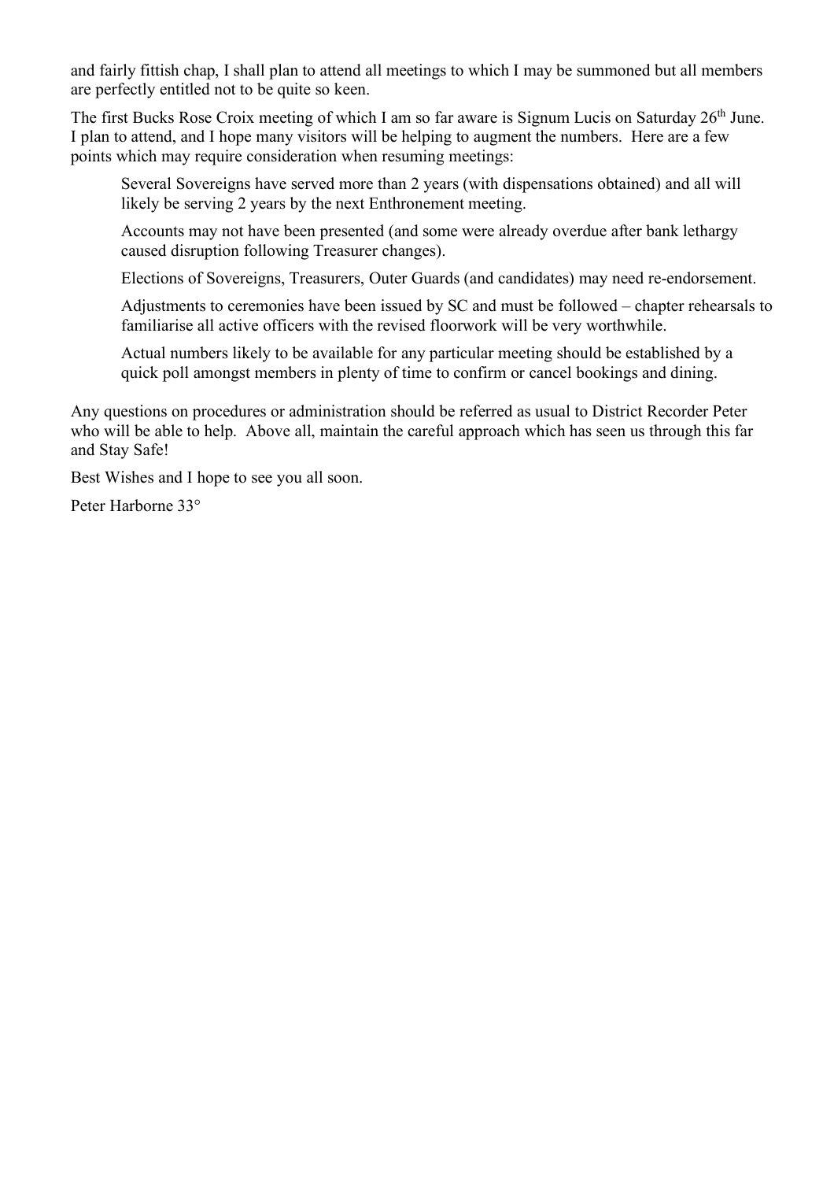and fairly fittish chap, I shall plan to attend all meetings to which I may be summoned but all members are perfectly entitled not to be quite so keen.

The first Bucks Rose Croix meeting of which I am so far aware is Signum Lucis on Saturday 26th June. I plan to attend, and I hope many visitors will be helping to augment the numbers. Here are a few points which may require consideration when resuming meetings:

> Several Sovereigns have served more than 2 years (with dispensations obtained) and all will likely be serving 2 years by the next Enthronement meeting.
>
> Accounts may not have been presented (and some were already overdue after bank lethargy caused disruption following Treasurer changes).
>
> Elections of Sovereigns, Treasurers, Outer Guards (and candidates) may need re-endorsement.
>
> Adjustments to ceremonies have been issued by SC and must be followed – chapter rehearsals to familiarise all active officers with the revised floorwork will be very worthwhile.
>
> Actual numbers likely to be available for any particular meeting should be established by a quick poll amongst members in plenty of time to confirm or cancel bookings and dining.

Any questions on procedures or administration should be referred as usual to District Recorder Peter who will be able to help. Above all, maintain the careful approach which has seen us through this far and Stay Safe!

Best Wishes and I hope to see you all soon.

Peter Harborne 33°